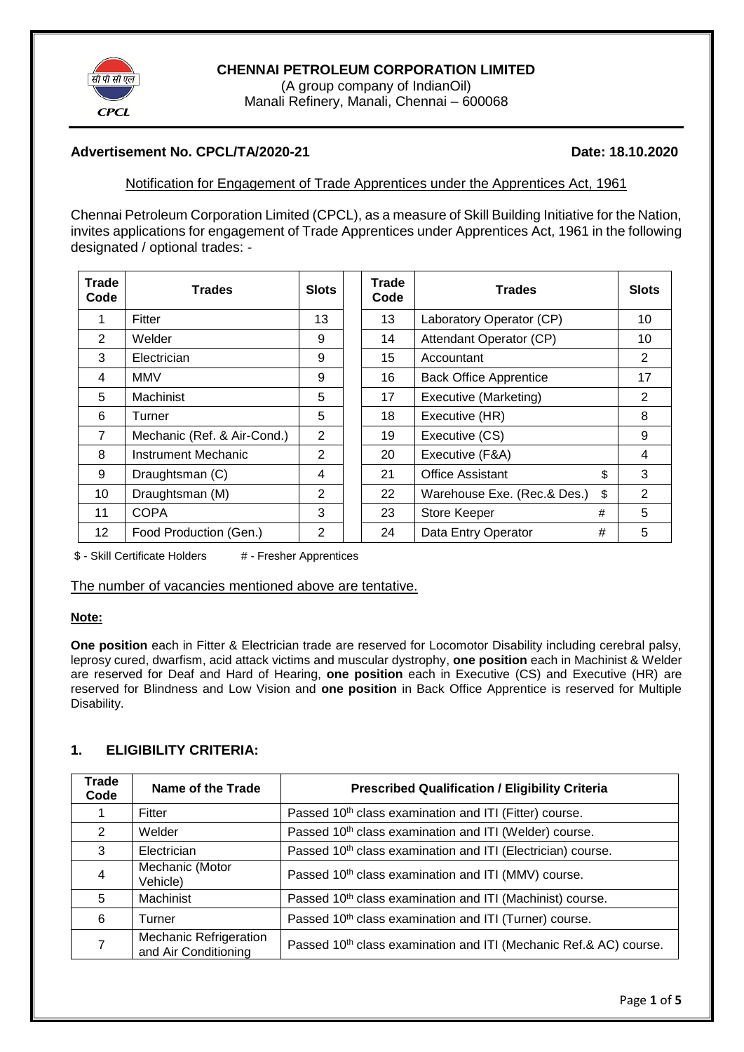**CHENNAI PETROLEUM CORPORATION LIMITED**
(A group company of IndianOil)
Manali Refinery, Manali, Chennai – 600068

**Advertisement No. CPCL/TA/2020-21** **Date: 18.10.2020**

Notification for Engagement of Trade Apprentices under the Apprentices Act, 1961

Chennai Petroleum Corporation Limited (CPCL), as a measure of Skill Building Initiative for the Nation, invites applications for engagement of Trade Apprentices under Apprentices Act, 1961 in the following designated / optional trades: -

| Trade Code | Trades | Slots | Trade Code | Trades | Slots |
|---|---|---|---|---|---|
| 1 | Fitter | 13 | 13 | Laboratory Operator (CP) | 10 |
| 2 | Welder | 9 | 14 | Attendant Operator (CP) | 10 |
| 3 | Electrician | 9 | 15 | Accountant | 2 |
| 4 | MMV | 9 | 16 | Back Office Apprentice | 17 |
| 5 | Machinist | 5 | 17 | Executive (Marketing) | 2 |
| 6 | Turner | 5 | 18 | Executive (HR) | 8 |
| 7 | Mechanic (Ref. & Air-Cond.) | 2 | 19 | Executive (CS) | 9 |
| 8 | Instrument Mechanic | 2 | 20 | Executive (F&A) | 4 |
| 9 | Draughtsman (C) | 4 | 21 | Office Assistant $ | 3 |
| 10 | Draughtsman (M) | 2 | 22 | Warehouse Exe. (Rec.& Des.) $ | 2 |
| 11 | COPA | 3 | 23 | Store Keeper # | 5 |
| 12 | Food Production (Gen.) | 2 | 24 | Data Entry Operator # | 5 |

$ - Skill Certificate Holders # - Fresher Apprentices

The number of vacancies mentioned above are tentative.

**Note:**

**One position** each in Fitter & Electrician trade are reserved for Locomotor Disability including cerebral palsy, leprosy cured, dwarfism, acid attack victims and muscular dystrophy, **one position** each in Machinist & Welder are reserved for Deaf and Hard of Hearing, **one position** each in Executive (CS) and Executive (HR) are reserved for Blindness and Low Vision and **one position** in Back Office Apprentice is reserved for Multiple Disability.

## 1. ELIGIBILITY CRITERIA:

| Trade Code | Name of the Trade | Prescribed Qualification / Eligibility Criteria |
|---|---|---|
| 1 | Fitter | Passed 10th class examination and ITI (Fitter) course. |
| 2 | Welder | Passed 10th class examination and ITI (Welder) course. |
| 3 | Electrician | Passed 10th class examination and ITI (Electrician) course. |
| 4 | Mechanic (Motor Vehicle) | Passed 10th class examination and ITI (MMV) course. |
| 5 | Machinist | Passed 10th class examination and ITI (Machinist) course. |
| 6 | Turner | Passed 10th class examination and ITI (Turner) course. |
| 7 | Mechanic Refrigeration and Air Conditioning | Passed 10th class examination and ITI (Mechanic Ref.& AC) course. |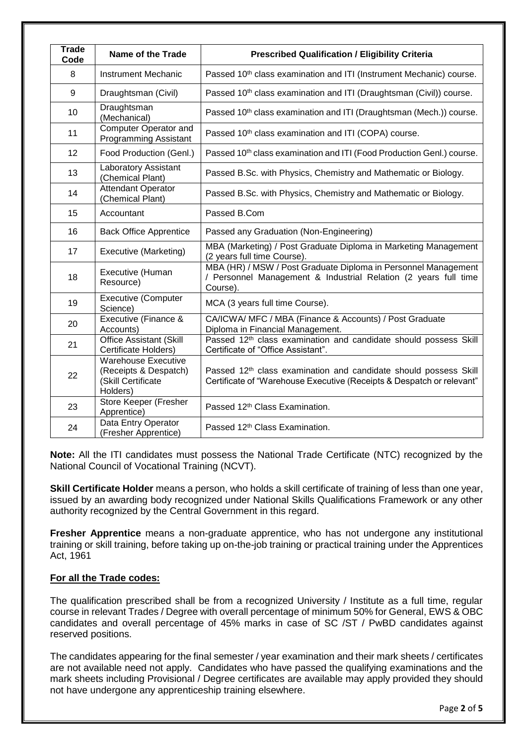| Trade Code | Name of the Trade | Prescribed Qualification / Eligibility Criteria |
|---|---|---|
| 8 | Instrument Mechanic | Passed 10th class examination and ITI (Instrument Mechanic) course. |
| 9 | Draughtsman (Civil) | Passed 10th class examination and ITI (Draughtsman (Civil)) course. |
| 10 | Draughtsman (Mechanical) | Passed 10th class examination and ITI (Draughtsman (Mech.)) course. |
| 11 | Computer Operator and Programming Assistant | Passed 10th class examination and ITI (COPA) course. |
| 12 | Food Production (Genl.) | Passed 10th class examination and ITI (Food Production Genl.) course. |
| 13 | Laboratory Assistant (Chemical Plant) | Passed B.Sc. with Physics, Chemistry and Mathematic or Biology. |
| 14 | Attendant Operator (Chemical Plant) | Passed B.Sc. with Physics, Chemistry and Mathematic or Biology. |
| 15 | Accountant | Passed B.Com |
| 16 | Back Office Apprentice | Passed any Graduation (Non-Engineering) |
| 17 | Executive (Marketing) | MBA (Marketing) / Post Graduate Diploma in Marketing Management (2 years full time Course). |
| 18 | Executive (Human Resource) | MBA (HR) / MSW / Post Graduate Diploma in Personnel Management / Personnel Management & Industrial Relation (2 years full time Course). |
| 19 | Executive (Computer Science) | MCA (3 years full time Course). |
| 20 | Executive (Finance & Accounts) | CA/ICWA/ MFC / MBA (Finance & Accounts) / Post Graduate Diploma in Financial Management. |
| 21 | Office Assistant (Skill Certificate Holders) | Passed 12th class examination and candidate should possess Skill Certificate of "Office Assistant". |
| 22 | Warehouse Executive (Receipts & Despatch) (Skill Certificate Holders) | Passed 12th class examination and candidate should possess Skill Certificate of "Warehouse Executive (Receipts & Despatch or relevant" |
| 23 | Store Keeper (Fresher Apprentice) | Passed 12th Class Examination. |
| 24 | Data Entry Operator (Fresher Apprentice) | Passed 12th Class Examination. |

**Note:** All the ITI candidates must possess the National Trade Certificate (NTC) recognized by the National Council of Vocational Training (NCVT).

**Skill Certificate Holder** means a person, who holds a skill certificate of training of less than one year, issued by an awarding body recognized under National Skills Qualifications Framework or any other authority recognized by the Central Government in this regard.

**Fresher Apprentice** means a non-graduate apprentice, who has not undergone any institutional training or skill training, before taking up on-the-job training or practical training under the Apprentices Act, 1961

**For all the Trade codes:**

The qualification prescribed shall be from a recognized University / Institute as a full time, regular course in relevant Trades / Degree with overall percentage of minimum 50% for General, EWS & OBC candidates and overall percentage of 45% marks in case of SC /ST / PwBD candidates against reserved positions.

The candidates appearing for the final semester / year examination and their mark sheets / certificates are not available need not apply. Candidates who have passed the qualifying examinations and the mark sheets including Provisional / Degree certificates are available may apply provided they should not have undergone any apprenticeship training elsewhere.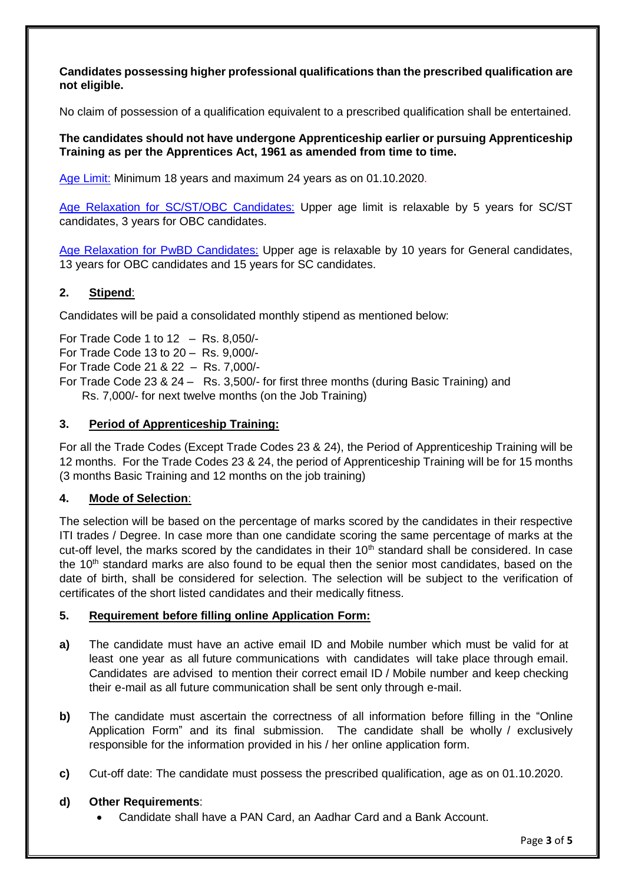**Candidates possessing higher professional qualifications than the prescribed qualification are not eligible.**

No claim of possession of a qualification equivalent to a prescribed qualification shall be entertained.

**The candidates should not have undergone Apprenticeship earlier or pursuing Apprenticeship Training as per the Apprentices Act, 1961 as amended from time to time.**

Age Limit: Minimum 18 years and maximum 24 years as on 01.10.2020.

Age Relaxation for SC/ST/OBC Candidates: Upper age limit is relaxable by 5 years for SC/ST candidates, 3 years for OBC candidates.

Age Relaxation for PwBD Candidates: Upper age is relaxable by 10 years for General candidates, 13 years for OBC candidates and 15 years for SC candidates.

## 2. Stipend:

Candidates will be paid a consolidated monthly stipend as mentioned below:

For Trade Code 1 to 12 – Rs. 8,050/-
For Trade Code 13 to 20 – Rs. 9,000/-
For Trade Code 21 & 22 – Rs. 7,000/-
For Trade Code 23 & 24 – Rs. 3,500/- for first three months (during Basic Training) and Rs. 7,000/- for next twelve months (on the Job Training)

## 3. Period of Apprenticeship Training:

For all the Trade Codes (Except Trade Codes 23 & 24), the Period of Apprenticeship Training will be 12 months. For the Trade Codes 23 & 24, the period of Apprenticeship Training will be for 15 months (3 months Basic Training and 12 months on the job training)

## 4. Mode of Selection:

The selection will be based on the percentage of marks scored by the candidates in their respective ITI trades / Degree. In case more than one candidate scoring the same percentage of marks at the cut-off level, the marks scored by the candidates in their 10th standard shall be considered. In case the 10th standard marks are also found to be equal then the senior most candidates, based on the date of birth, shall be considered for selection. The selection will be subject to the verification of certificates of the short listed candidates and their medically fitness.

## 5. Requirement before filling online Application Form:

**a)** The candidate must have an active email ID and Mobile number which must be valid for at least one year as all future communications with candidates will take place through email. Candidates are advised to mention their correct email ID / Mobile number and keep checking their e-mail as all future communication shall be sent only through e-mail.

**b)** The candidate must ascertain the correctness of all information before filling in the "Online Application Form" and its final submission. The candidate shall be wholly / exclusively responsible for the information provided in his / her online application form.

**c)** Cut-off date: The candidate must possess the prescribed qualification, age as on 01.10.2020.

**d) Other Requirements**:

- Candidate shall have a PAN Card, an Aadhar Card and a Bank Account.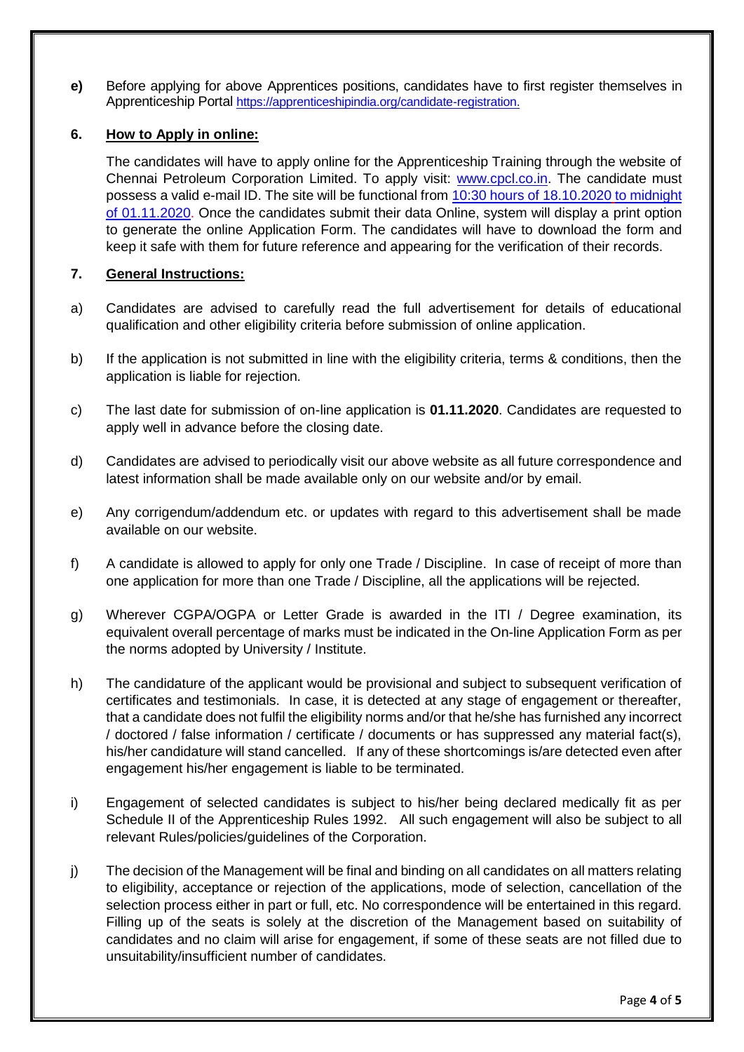**e)** Before applying for above Apprentices positions, candidates have to first register themselves in Apprenticeship Portal https://apprenticeshipindia.org/candidate-registration.

**6. How to Apply in online:**

The candidates will have to apply online for the Apprenticeship Training through the website of Chennai Petroleum Corporation Limited. To apply visit: www.cpcl.co.in. The candidate must possess a valid e-mail ID. The site will be functional from 10:30 hours of 18.10.2020 to midnight of 01.11.2020. Once the candidates submit their data Online, system will display a print option to generate the online Application Form. The candidates will have to download the form and keep it safe with them for future reference and appearing for the verification of their records.

**7. General Instructions:**

a) Candidates are advised to carefully read the full advertisement for details of educational qualification and other eligibility criteria before submission of online application.

b) If the application is not submitted in line with the eligibility criteria, terms & conditions, then the application is liable for rejection.

c) The last date for submission of on-line application is **01.11.2020**. Candidates are requested to apply well in advance before the closing date.

d) Candidates are advised to periodically visit our above website as all future correspondence and latest information shall be made available only on our website and/or by email.

e) Any corrigendum/addendum etc. or updates with regard to this advertisement shall be made available on our website.

f) A candidate is allowed to apply for only one Trade / Discipline. In case of receipt of more than one application for more than one Trade / Discipline, all the applications will be rejected.

g) Wherever CGPA/OGPA or Letter Grade is awarded in the ITI / Degree examination, its equivalent overall percentage of marks must be indicated in the On-line Application Form as per the norms adopted by University / Institute.

h) The candidature of the applicant would be provisional and subject to subsequent verification of certificates and testimonials. In case, it is detected at any stage of engagement or thereafter, that a candidate does not fulfil the eligibility norms and/or that he/she has furnished any incorrect / doctored / false information / certificate / documents or has suppressed any material fact(s), his/her candidature will stand cancelled. If any of these shortcomings is/are detected even after engagement his/her engagement is liable to be terminated.

i) Engagement of selected candidates is subject to his/her being declared medically fit as per Schedule II of the Apprenticeship Rules 1992. All such engagement will also be subject to all relevant Rules/policies/guidelines of the Corporation.

j) The decision of the Management will be final and binding on all candidates on all matters relating to eligibility, acceptance or rejection of the applications, mode of selection, cancellation of the selection process either in part or full, etc. No correspondence will be entertained in this regard. Filling up of the seats is solely at the discretion of the Management based on suitability of candidates and no claim will arise for engagement, if some of these seats are not filled due to unsuitability/insufficient number of candidates.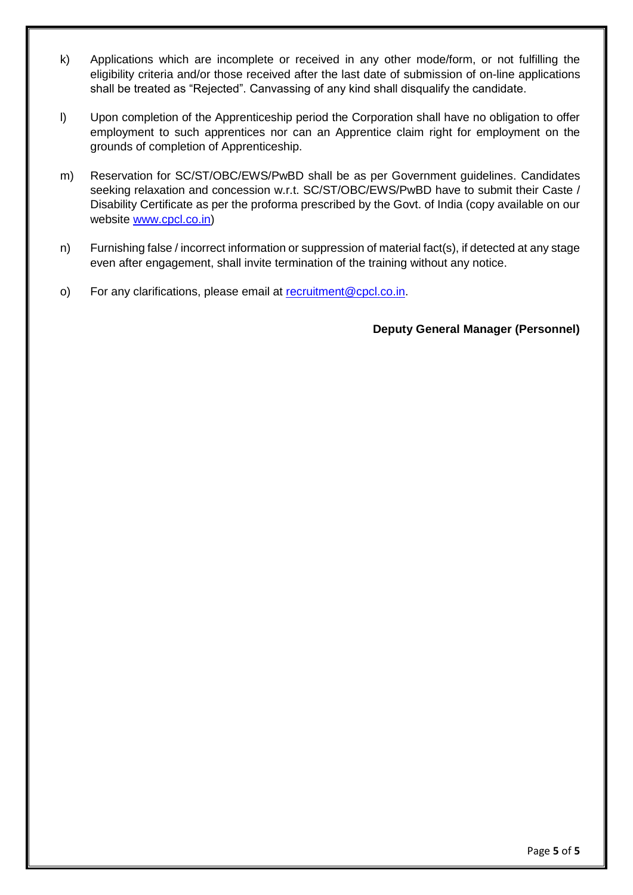k) Applications which are incomplete or received in any other mode/form, or not fulfilling the eligibility criteria and/or those received after the last date of submission of on-line applications shall be treated as "Rejected". Canvassing of any kind shall disqualify the candidate.

l) Upon completion of the Apprenticeship period the Corporation shall have no obligation to offer employment to such apprentices nor can an Apprentice claim right for employment on the grounds of completion of Apprenticeship.

m) Reservation for SC/ST/OBC/EWS/PwBD shall be as per Government guidelines. Candidates seeking relaxation and concession w.r.t. SC/ST/OBC/EWS/PwBD have to submit their Caste / Disability Certificate as per the proforma prescribed by the Govt. of India (copy available on our website www.cpcl.co.in)

n) Furnishing false / incorrect information or suppression of material fact(s), if detected at any stage even after engagement, shall invite termination of the training without any notice.

o) For any clarifications, please email at recruitment@cpcl.co.in.

**Deputy General Manager (Personnel)**